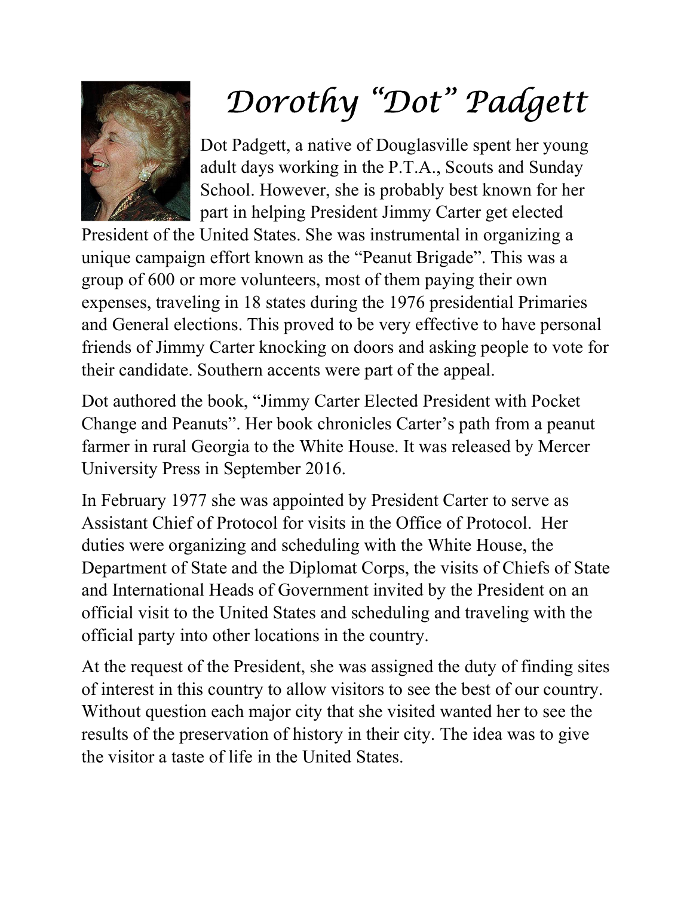# Dorothy "Dot" Padgett

Dot Padgett, a native of Douglasville spent her young adult days working in the P.T.A., Scouts and Sunday School. However, she is probably best known for her part in helping President Jimmy Carter get elected President of the United States. She was instrumental in organizing a unique campaign effort known as the "Peanut Brigade". This was a group of 600 or more volunteers, most of them paying their own expenses, traveling in 18 states during the 1976 presidential Primaries and General elections. This proved to be very effective to have personal friends of Jimmy Carter knocking on doors and asking people to vote for their candidate. Southern accents were part of the appeal.

Dot authored the book, "Jimmy Carter Elected President with Pocket Change and Peanuts". Her book chronicles Carter's path from a peanut farmer in rural Georgia to the White House. It was released by Mercer University Press in September 2016.

In February 1977 she was appointed by President Carter to serve as Assistant Chief of Protocol for visits in the Office of Protocol. Her duties were organizing and scheduling with the White House, the Department of State and the Diplomat Corps, the visits of Chiefs of State and International Heads of Government invited by the President on an official visit to the United States and scheduling and traveling with the official party into other locations in the country.

At the request of the President, she was assigned the duty of finding sites of interest in this country to allow visitors to see the best of our country. Without question each major city that she visited wanted her to see the results of the preservation of history in their city. The idea was to give the visitor a taste of life in the United States.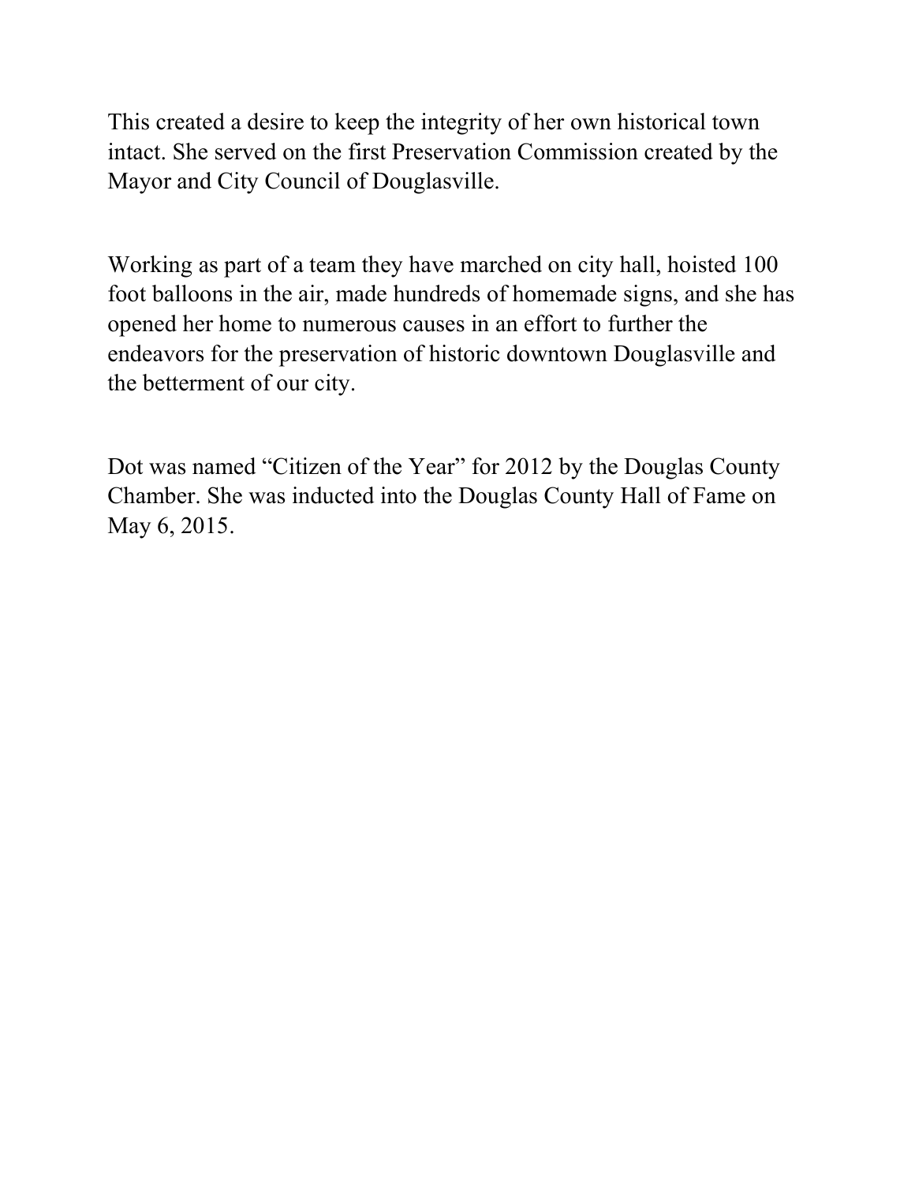This created a desire to keep the integrity of her own historical town intact. She served on the first Preservation Commission created by the Mayor and City Council of Douglasville.

Working as part of a team they have marched on city hall, hoisted 100 foot balloons in the air, made hundreds of homemade signs, and she has opened her home to numerous causes in an effort to further the endeavors for the preservation of historic downtown Douglasville and the betterment of our city.

Dot was named "Citizen of the Year" for 2012 by the Douglas County Chamber. She was inducted into the Douglas County Hall of Fame on May 6, 2015.